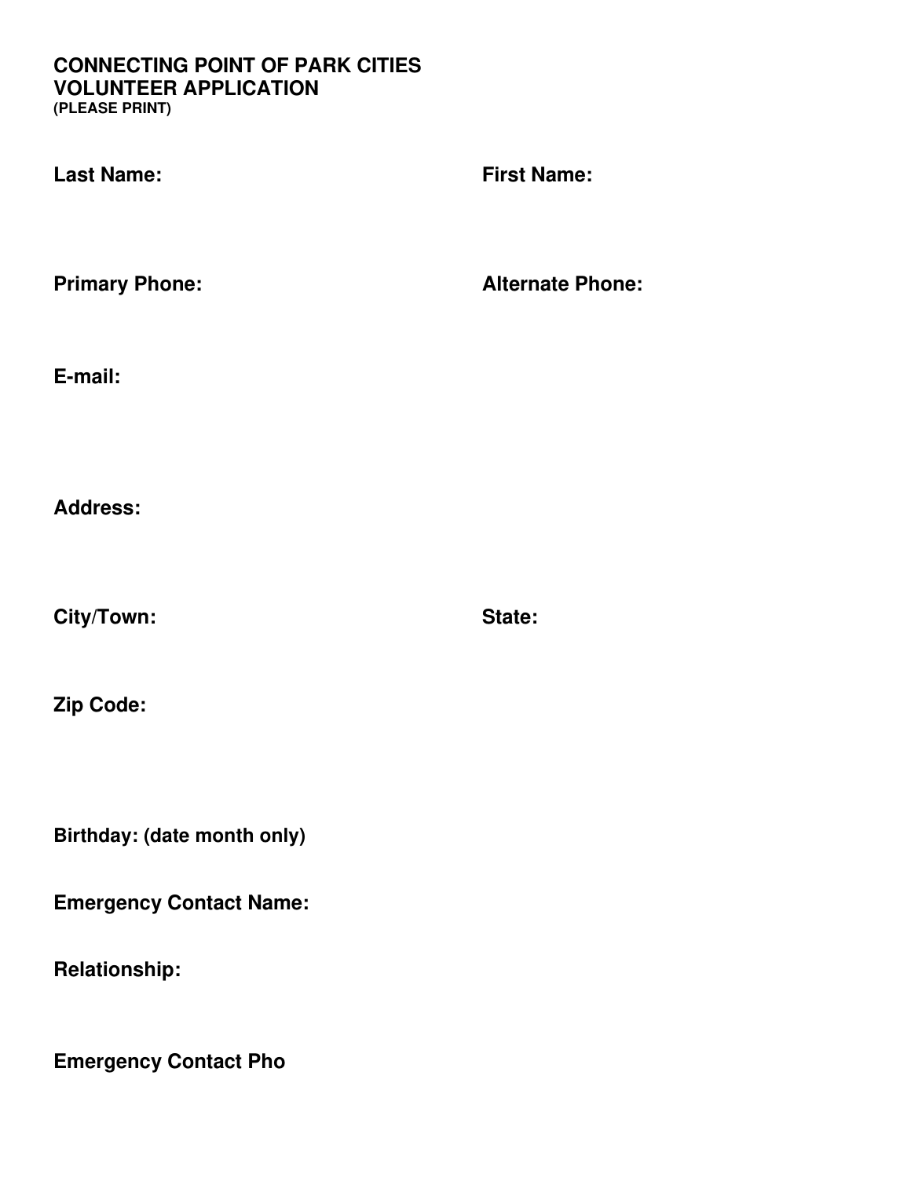**CONNECTING POINT OF PARK CITIES**
**VOLUNTEER APPLICATION**
**(PLEASE PRINT)**

**Last Name:** **First Name:**

**Primary Phone:** **Alternate Phone:**

**E-mail:**

**Address:**

**City/Town:** **State:**

**Zip Code:**

**Birthday: (date month only)**

**Emergency Contact Name:**

**Relationship:**

**Emergency Contact Pho**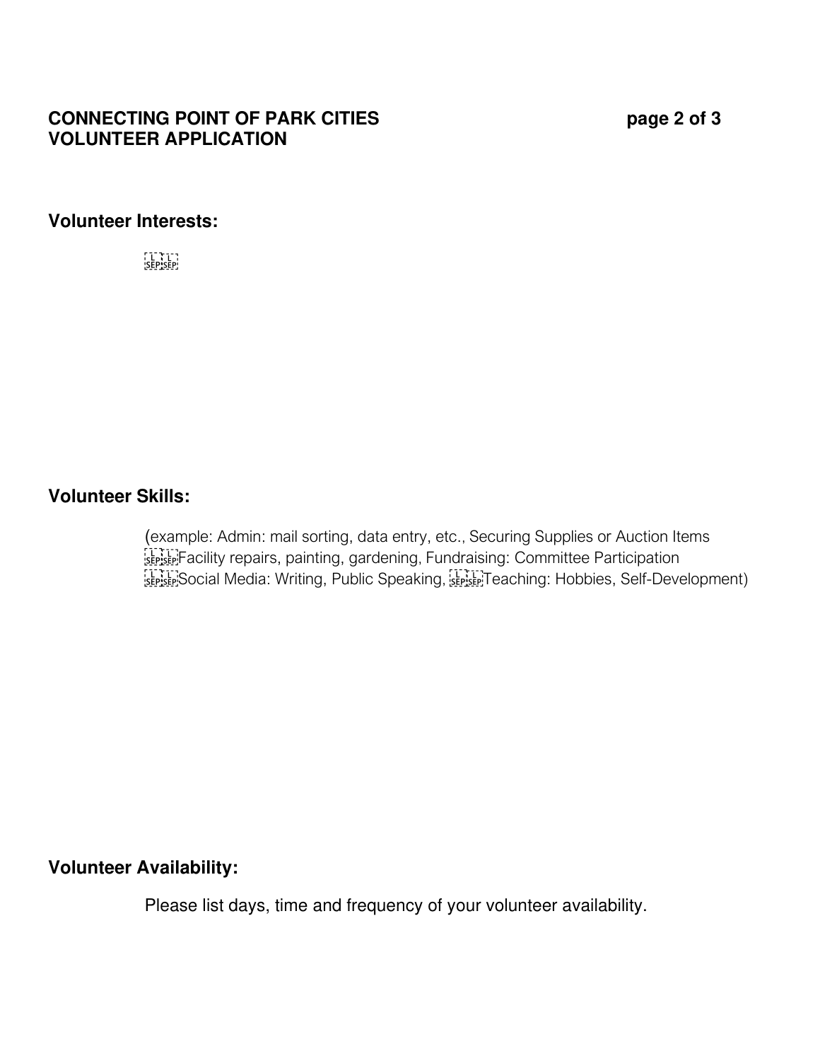**CONNECTING POINT OF PARK CITIES**
**VOLUNTEER APPLICATION**

## Volunteer Interests:

## Volunteer Skills:

(example: Admin: mail sorting, data entry, etc., Securing Supplies or Auction Items
Facility repairs, painting, gardening, Fundraising: Committee Participation
Social Media: Writing, Public Speaking, Teaching: Hobbies, Self-Development)

## Volunteer Availability:

Please list days, time and frequency of your volunteer availability.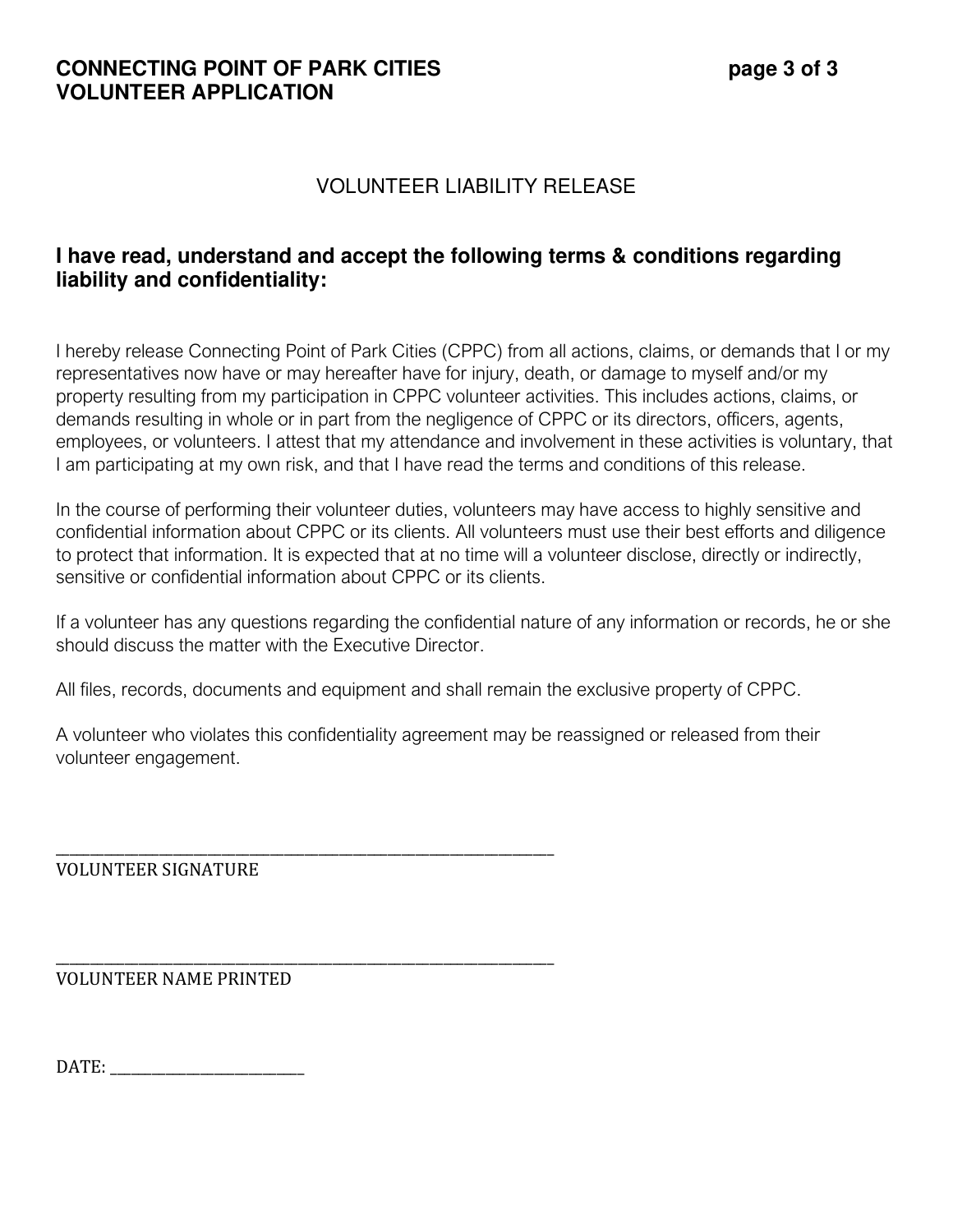## VOLUNTEER LIABILITY RELEASE

**I have read, understand and accept the following terms & conditions regarding liability and confidentiality:**

I hereby release Connecting Point of Park Cities (CPPC) from all actions, claims, or demands that I or my representatives now have or may hereafter have for injury, death, or damage to myself and/or my property resulting from my participation in CPPC volunteer activities. This includes actions, claims, or demands resulting in whole or in part from the negligence of CPPC or its directors, officers, agents, employees, or volunteers. I attest that my attendance and involvement in these activities is voluntary, that I am participating at my own risk, and that I have read the terms and conditions of this release.

In the course of performing their volunteer duties, volunteers may have access to highly sensitive and confidential information about CPPC or its clients. All volunteers must use their best efforts and diligence to protect that information. It is expected that at no time will a volunteer disclose, directly or indirectly, sensitive or confidential information about CPPC or its clients.

If a volunteer has any questions regarding the confidential nature of any information or records, he or she should discuss the matter with the Executive Director.

All files, records, documents and equipment and shall remain the exclusive property of CPPC.

A volunteer who violates this confidentiality agreement may be reassigned or released from their volunteer engagement.

\_\_\_\_\_\_\_\_\_\_\_\_\_\_\_\_\_\_\_\_\_\_\_\_\_\_\_\_\_\_\_\_\_\_\_\_\_\_\_\_\_\_\_\_\_\_\_\_\_\_

VOLUNTEER SIGNATURE

\_\_\_\_\_\_\_\_\_\_\_\_\_\_\_\_\_\_\_\_\_\_\_\_\_\_\_\_\_\_\_\_\_\_\_\_\_\_\_\_\_\_\_\_\_\_\_\_\_\_

VOLUNTEER NAME PRINTED

DATE: \_\_\_\_\_\_\_\_\_\_\_\_\_\_\_\_\_\_\_\_